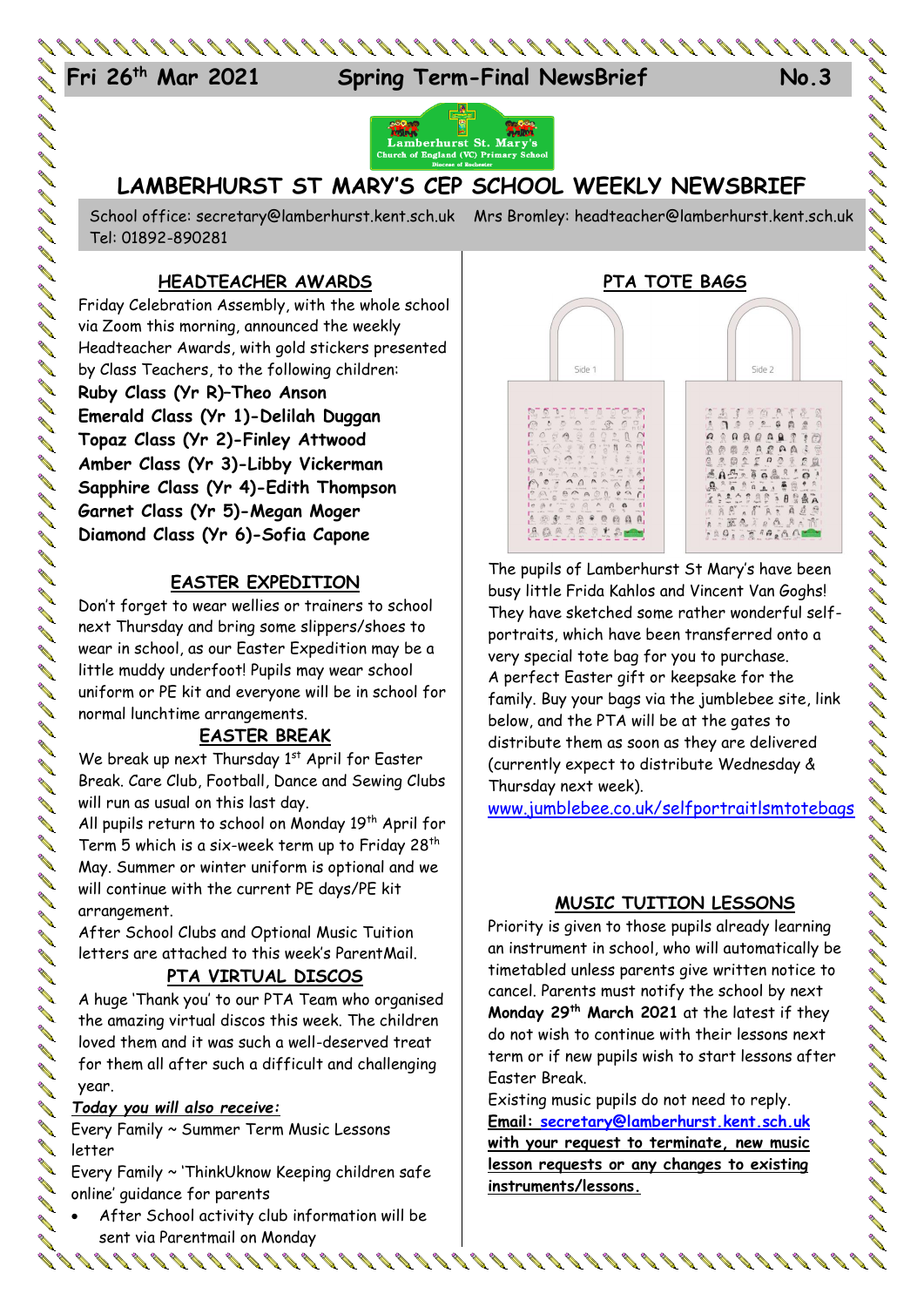**Fri 26th Mar 2021 Spring Term-Final NewsBrief No.3**

# LAMBERHURST ST MARY'S CEP SCHOOL WEEKLY NEWSBRIEF

School office: secretary@lamberhurst.kent.sch.uk Mrs Bromley: headteacher@lamberhurst.kent.sch.uk Tel: 01892-890281

## HEADTEACHER AWARDS

Friday Celebration Assembly, with the whole school via Zoom this morning, announced the weekly Headteacher Awards, with gold stickers presented by Class Teachers, to the following children:

**Ruby Class (Yr R)–Theo Anson**
**Emerald Class (Yr 1)-Delilah Duggan**
**Topaz Class (Yr 2)-Finley Attwood**
**Amber Class (Yr 3)-Libby Vickerman**
**Sapphire Class (Yr 4)-Edith Thompson**
**Garnet Class (Yr 5)-Megan Moger**
**Diamond Class (Yr 6)-Sofia Capone**

## EASTER EXPEDITION

Don't forget to wear wellies or trainers to school next Thursday and bring some slippers/shoes to wear in school, as our Easter Expedition may be a little muddy underfoot! Pupils may wear school uniform or PE kit and everyone will be in school for normal lunchtime arrangements.

## EASTER BREAK

We break up next Thursday 1st April for Easter Break. Care Club, Football, Dance and Sewing Clubs will run as usual on this last day.

All pupils return to school on Monday 19th April for Term 5 which is a six-week term up to Friday 28th May. Summer or winter uniform is optional and we will continue with the current PE days/PE kit arrangement.

After School Clubs and Optional Music Tuition letters are attached to this week's ParentMail.

## PTA VIRTUAL DISCOS

A huge 'Thank you' to our PTA Team who organised the amazing virtual discos this week. The children loved them and it was such a well-deserved treat for them all after such a difficult and challenging year.

***Today you will also receive:***

Every Family ~ Summer Term Music Lessons letter

Every Family ~ 'ThinkUknow Keeping children safe online' guidance for parents

- After School activity club information will be sent via Parentmail on Monday

## PTA TOTE BAGS

Side 1 Side 2

The pupils of Lamberhurst St Mary's have been busy little Frida Kahlos and Vincent Van Goghs! They have sketched some rather wonderful self-portraits, which have been transferred onto a very special tote bag for you to purchase.

A perfect Easter gift or keepsake for the family. Buy your bags via the jumblebee site, link below, and the PTA will be at the gates to distribute them as soon as they are delivered (currently expect to distribute Wednesday & Thursday next week).

www.jumblebee.co.uk/selfportraitlsmtotebags

## MUSIC TUITION LESSONS

Priority is given to those pupils already learning an instrument in school, who will automatically be timetabled unless parents give written notice to cancel. Parents must notify the school by next **Monday 29th March 2021** at the latest if they do not wish to continue with their lessons next term or if new pupils wish to start lessons after Easter Break.

Existing music pupils do not need to reply.

**Email: secretary@lamberhurst.kent.sch.uk with your request to terminate, new music lesson requests or any changes to existing instruments/lessons.**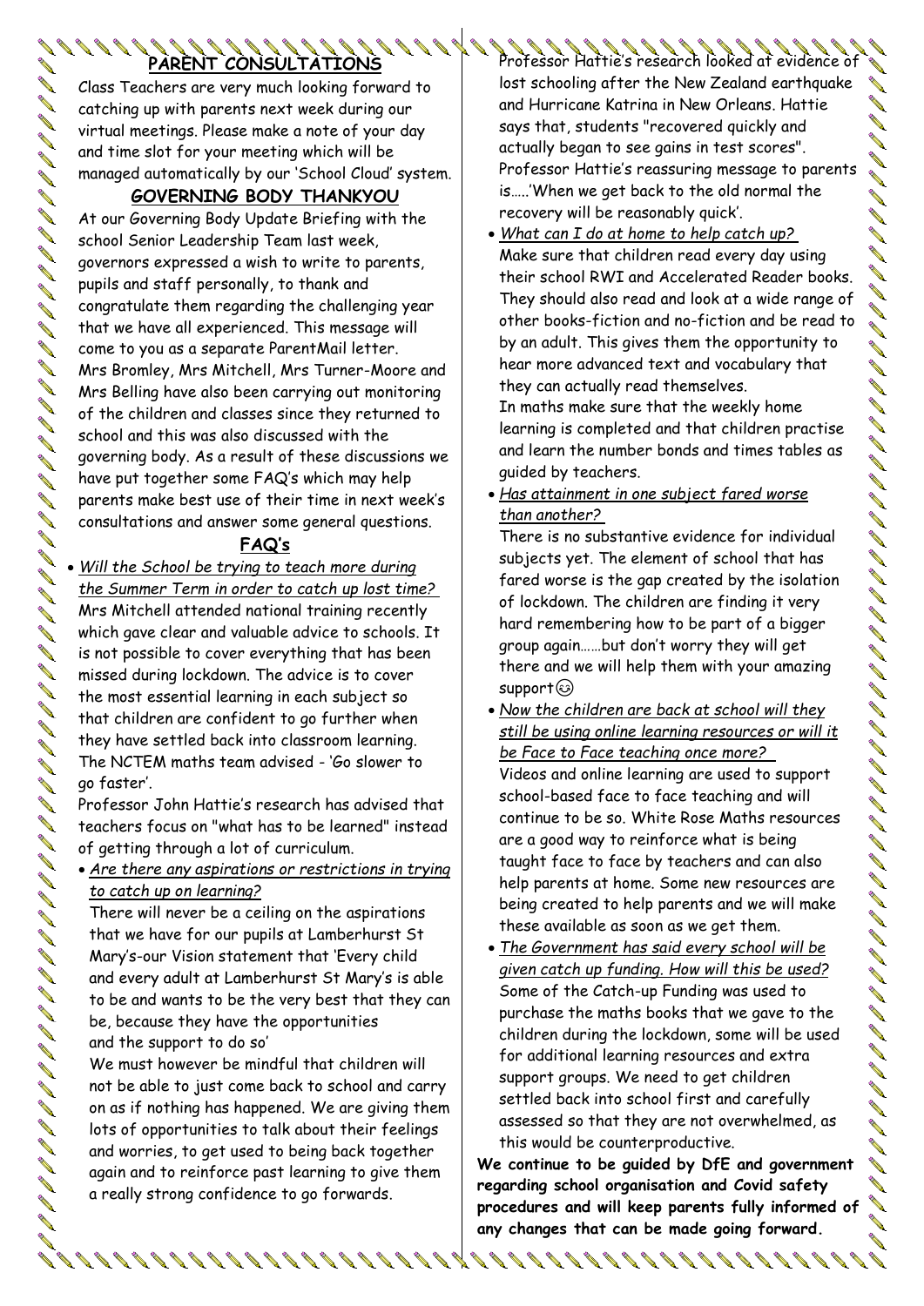## PARENT CONSULTATIONS

Class Teachers are very much looking forward to catching up with parents next week during our virtual meetings. Please make a note of your day and time slot for your meeting which will be managed automatically by our 'School Cloud' system.

## GOVERNING BODY THANKYOU

At our Governing Body Update Briefing with the school Senior Leadership Team last week, governors expressed a wish to write to parents, pupils and staff personally, to thank and congratulate them regarding the challenging year that we have all experienced. This message will come to you as a separate ParentMail letter.

Mrs Bromley, Mrs Mitchell, Mrs Turner-Moore and Mrs Belling have also been carrying out monitoring of the children and classes since they returned to school and this was also discussed with the governing body. As a result of these discussions we have put together some FAQ's which may help parents make best use of their time in next week's consultations and answer some general questions.

## FAQ's

- *Will the School be trying to teach more during the Summer Term in order to catch up lost time?*

  Mrs Mitchell attended national training recently which gave clear and valuable advice to schools. It is not possible to cover everything that has been missed during lockdown. The advice is to cover the most essential learning in each subject so that children are confident to go further when they have settled back into classroom learning. The NCTEM maths team advised - 'Go slower to go faster'.

  Professor John Hattie's research has advised that teachers focus on "what has to be learned" instead of getting through a lot of curriculum.

- *Are there any aspirations or restrictions in trying to catch up on learning?*

  There will never be a ceiling on the aspirations that we have for our pupils at Lamberhurst St Mary's-our Vision statement that 'Every child and every adult at Lamberhurst St Mary's is able to be and wants to be the very best that they can be, because they have the opportunities and the support to do so'

  We must however be mindful that children will not be able to just come back to school and carry on as if nothing has happened. We are giving them lots of opportunities to talk about their feelings and worries, to get used to being back together again and to reinforce past learning to give them a really strong confidence to go forwards.

  Professor Hattie's research looked at evidence of lost schooling after the New Zealand earthquake and Hurricane Katrina in New Orleans. Hattie says that, students "recovered quickly and actually began to see gains in test scores". Professor Hattie's reassuring message to parents is…..'When we get back to the old normal the recovery will be reasonably quick'.

- *What can I do at home to help catch up?*

  Make sure that children read every day using their school RWI and Accelerated Reader books. They should also read and look at a wide range of other books-fiction and no-fiction and be read to by an adult. This gives them the opportunity to hear more advanced text and vocabulary that they can actually read themselves.

  In maths make sure that the weekly home learning is completed and that children practise and learn the number bonds and times tables as guided by teachers.

- *Has attainment in one subject fared worse than another?*

  There is no substantive evidence for individual subjects yet. The element of school that has fared worse is the gap created by the isolation of lockdown. The children are finding it very hard remembering how to be part of a bigger group again……but don't worry they will get there and we will help them with your amazing support😊

- *Now the children are back at school will they still be using online learning resources or will it be Face to Face teaching once more?*

  Videos and online learning are used to support school-based face to face teaching and will continue to be so. White Rose Maths resources are a good way to reinforce what is being taught face to face by teachers and can also help parents at home. Some new resources are being created to help parents and we will make these available as soon as we get them.

- *The Government has said every school will be given catch up funding. How will this be used?*

  Some of the Catch-up Funding was used to purchase the maths books that we gave to the children during the lockdown, some will be used for additional learning resources and extra support groups. We need to get children settled back into school first and carefully assessed so that they are not overwhelmed, as this would be counterproductive.

**We continue to be guided by DfE and government regarding school organisation and Covid safety procedures and will keep parents fully informed of any changes that can be made going forward.**